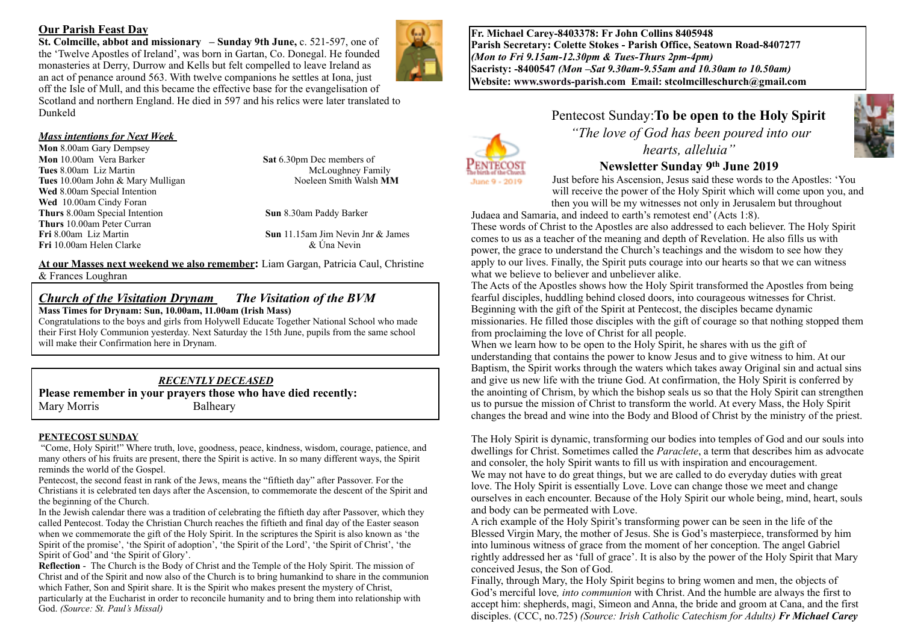## Our Parish Feast Day

**St. Colmcille, abbot and missionary – Sunday 9th June,** c. 521-597, one of the 'Twelve Apostles of Ireland', was born in Gartan, Co. Donegal. He founded monasteries at Derry, Durrow and Kells but felt compelled to leave Ireland as an act of penance around 563. With twelve companions he settles at Iona, just off the Isle of Mull, and this became the effective base for the evangelisation of Scotland and northern England. He died in 597 and his relics were later translated to Dunkeld

### *Mass intentions for Next Week*

**Mon** 8.00am Gary Dempsey
**Mon** 10.00am Vera Barker
**Tues** 8.00am Liz Martin
**Tues** 10.00am John & Mary Mulligan
**Wed** 8.00am Special Intention
**Wed** 10.00am Cindy Foran
**Thurs** 8.00am Special Intention
**Thurs** 10.00am Peter Curran
**Fri** 8.00am Liz Martin
**Fri** 10.00am Helen Clarke
**Sat** 6.30pm Dec members of McLoughney Family Noeleen Smith Walsh **MM**
**Sun** 8.30am Paddy Barker
**Sun** 11.15am Jim Nevin Jnr & James & Úna Nevin

**At our Masses next weekend we also remember:** Liam Gargan, Patricia Caul, Christine & Frances Loughran

## *Church of the Visitation Drynam* *The Visitation of the BVM*

**Mass Times for Drynam: Sun, 10.00am, 11.00am (Irish Mass)**

Congratulations to the boys and girls from Holywell Educate Together National School who made their First Holy Communion yesterday. Next Saturday the 15th June, pupils from the same school will make their Confirmation here in Drynam.

### *RECENTLY DECEASED*

**Please remember in your prayers those who have died recently:**

Mary Morris Balheary

### PENTECOST SUNDAY

"Come, Holy Spirit!" Where truth, love, goodness, peace, kindness, wisdom, courage, patience, and many others of his fruits are present, there the Spirit is active. In so many different ways, the Spirit reminds the world of the Gospel.

Pentecost, the second feast in rank of the Jews, means the "fiftieth day" after Passover. For the Christians it is celebrated ten days after the Ascension, to commemorate the descent of the Spirit and the beginning of the Church.

In the Jewish calendar there was a tradition of celebrating the fiftieth day after Passover, which they called Pentecost. Today the Christian Church reaches the fiftieth and final day of the Easter season when we commemorate the gift of the Holy Spirit. In the scriptures the Spirit is also known as 'the Spirit of the promise', 'the Spirit of adoption', 'the Spirit of the Lord', 'the Spirit of Christ', 'the Spirit of God' and 'the Spirit of Glory'.

**Reflection** - The Church is the Body of Christ and the Temple of the Holy Spirit. The mission of Christ and of the Spirit and now also of the Church is to bring humankind to share in the communion which Father, Son and Spirit share. It is the Spirit who makes present the mystery of Christ, particularly at the Eucharist in order to reconcile humanity and to bring them into relationship with God. *(Source: St. Paul's Missal)*

---

**Fr. Michael Carey-8403378: Fr John Collins 8405948**
**Parish Secretary: Colette Stokes - Parish Office, Seatown Road-8407277**
***(Mon to Fri 9.15am-12.30pm & Tues-Thurs 2pm-4pm)***
**Sacristy: -8400547 *(Mon –Sat 9.30am-9.55am and 10.30am to 10.50am)***
**Website: www.swords-parish.com Email: stcolmcilleschurch@gmail.com**

# Pentecost Sunday: **To be open to the Holy Spirit**

*"The love of God has been poured into our hearts, alleluia"*

## Newsletter Sunday 9th June 2019

Just before his Ascension, Jesus said these words to the Apostles: 'You will receive the power of the Holy Spirit which will come upon you, and then you will be my witnesses not only in Jerusalem but throughout Judaea and Samaria, and indeed to earth's remotest end' (Acts 1:8).

These words of Christ to the Apostles are also addressed to each believer. The Holy Spirit comes to us as a teacher of the meaning and depth of Revelation. He also fills us with power, the grace to understand the Church's teachings and the wisdom to see how they apply to our lives. Finally, the Spirit puts courage into our hearts so that we can witness what we believe to believer and unbeliever alike.

The Acts of the Apostles shows how the Holy Spirit transformed the Apostles from being fearful disciples, huddling behind closed doors, into courageous witnesses for Christ. Beginning with the gift of the Spirit at Pentecost, the disciples became dynamic missionaries. He filled those disciples with the gift of courage so that nothing stopped them from proclaiming the love of Christ for all people.

When we learn how to be open to the Holy Spirit, he shares with us the gift of understanding that contains the power to know Jesus and to give witness to him. At our Baptism, the Spirit works through the waters which takes away Original sin and actual sins and give us new life with the triune God. At confirmation, the Holy Spirit is conferred by the anointing of Chrism, by which the bishop seals us so that the Holy Spirit can strengthen us to pursue the mission of Christ to transform the world. At every Mass, the Holy Spirit changes the bread and wine into the Body and Blood of Christ by the ministry of the priest.

The Holy Spirit is dynamic, transforming our bodies into temples of God and our souls into dwellings for Christ. Sometimes called the *Paraclete*, a term that describes him as advocate and consoler, the holy Spirit wants to fill us with inspiration and encouragement.

We may not have to do great things, but we are called to do everyday duties with great love. The Holy Spirit is essentially Love. Love can change those we meet and change ourselves in each encounter. Because of the Holy Spirit our whole being, mind, heart, souls and body can be permeated with Love.

A rich example of the Holy Spirit's transforming power can be seen in the life of the Blessed Virgin Mary, the mother of Jesus. She is God's masterpiece, transformed by him into luminous witness of grace from the moment of her conception. The angel Gabriel rightly addressed her as 'full of grace'. It is also by the power of the Holy Spirit that Mary conceived Jesus, the Son of God.

Finally, through Mary, the Holy Spirit begins to bring women and men, the objects of God's merciful love*, into communion* with Christ. And the humble are always the first to accept him: shepherds, magi, Simeon and Anna, the bride and groom at Cana, and the first disciples. (CCC, no.725) *(Source: Irish Catholic Catechism for Adults)* ***Fr Michael Carey***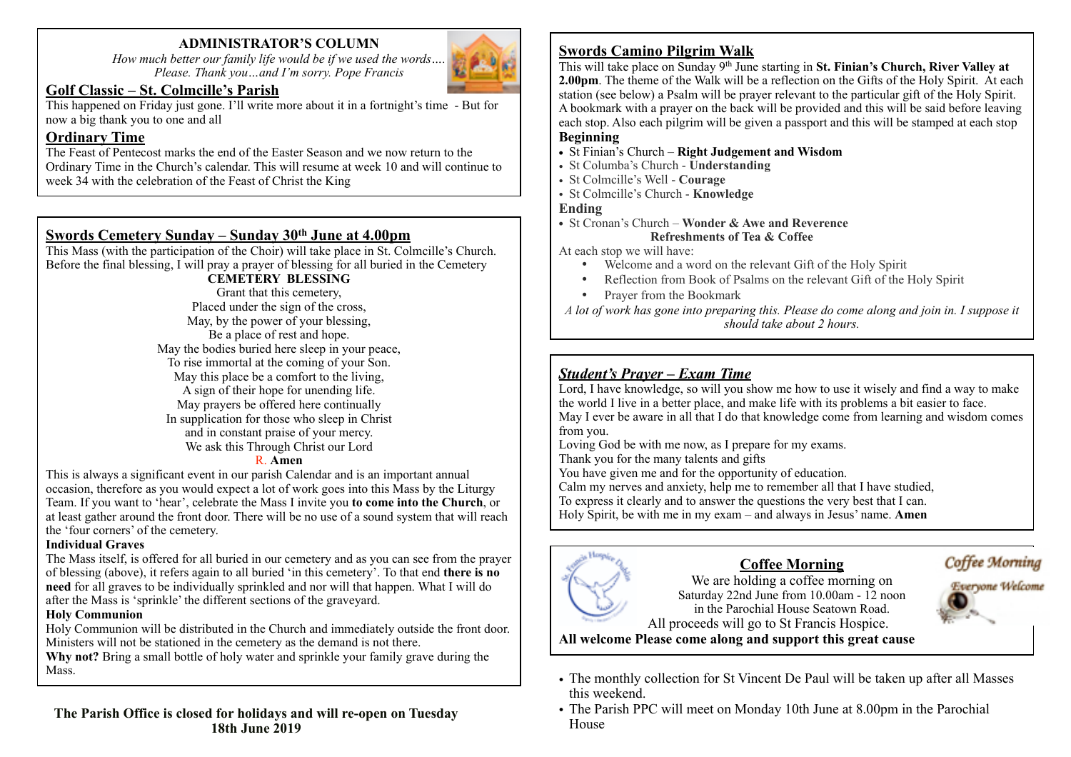## ADMINISTRATOR'S COLUMN

*How much better our family life would be if we used the words…. Please. Thank you…and I'm sorry. Pope Francis*

### Golf Classic – St. Colmcille's Parish

This happened on Friday just gone. I'll write more about it in a fortnight's time - But for now a big thank you to one and all

### Ordinary Time

The Feast of Pentecost marks the end of the Easter Season and we now return to the Ordinary Time in the Church's calendar. This will resume at week 10 and will continue to week 34 with the celebration of the Feast of Christ the King

### Swords Cemetery Sunday – Sunday 30th June at 4.00pm

This Mass (with the participation of the Choir) will take place in St. Colmcille's Church. Before the final blessing, I will pray a prayer of blessing for all buried in the Cemetery

**CEMETERY BLESSING**

Grant that this cemetery,
Placed under the sign of the cross,
May, by the power of your blessing,
Be a place of rest and hope.
May the bodies buried here sleep in your peace,
To rise immortal at the coming of your Son.
May this place be a comfort to the living,
A sign of their hope for unending life.
May prayers be offered here continually
In supplication for those who sleep in Christ
and in constant praise of your mercy.
We ask this Through Christ our Lord
R. **Amen**

This is always a significant event in our parish Calendar and is an important annual occasion, therefore as you would expect a lot of work goes into this Mass by the Liturgy Team. If you want to 'hear', celebrate the Mass I invite you **to come into the Church**, or at least gather around the front door. There will be no use of a sound system that will reach the 'four corners' of the cemetery.

**Individual Graves**

The Mass itself, is offered for all buried in our cemetery and as you can see from the prayer of blessing (above), it refers again to all buried 'in this cemetery'. To that end **there is no need** for all graves to be individually sprinkled and nor will that happen. What I will do after the Mass is 'sprinkle' the different sections of the graveyard.

**Holy Communion**

Holy Communion will be distributed in the Church and immediately outside the front door. Ministers will not be stationed in the cemetery as the demand is not there.

**Why not?** Bring a small bottle of holy water and sprinkle your family grave during the Mass.

**The Parish Office is closed for holidays and will re-open on Tuesday 18th June 2019**

### Swords Camino Pilgrim Walk

This will take place on Sunday 9th June starting in **St. Finian's Church, River Valley at 2.00pm**. The theme of the Walk will be a reflection on the Gifts of the Holy Spirit. At each station (see below) a Psalm will be prayer relevant to the particular gift of the Holy Spirit. A bookmark with a prayer on the back will be provided and this will be said before leaving each stop. Also each pilgrim will be given a passport and this will be stamped at each stop

**Beginning**

- St Finian's Church – **Right Judgement and Wisdom**
- St Columba's Church - **Understanding**
- St Colmcille's Well - **Courage**
- St Colmcille's Church - **Knowledge**

**Ending**

- St Cronan's Church – **Wonder & Awe and Reverence**

**Refreshments of Tea & Coffee**

At each stop we will have:

- Welcome and a word on the relevant Gift of the Holy Spirit
- Reflection from Book of Psalms on the relevant Gift of the Holy Spirit
- Prayer from the Bookmark

*A lot of work has gone into preparing this. Please do come along and join in. I suppose it should take about 2 hours.*

### *Student's Prayer – Exam Time*

Lord, I have knowledge, so will you show me how to use it wisely and find a way to make the world I live in a better place, and make life with its problems a bit easier to face.
May I ever be aware in all that I do that knowledge come from learning and wisdom comes from you.
Loving God be with me now, as I prepare for my exams.
Thank you for the many talents and gifts
You have given me and for the opportunity of education.
Calm my nerves and anxiety, help me to remember all that I have studied,
To express it clearly and to answer the questions the very best that I can.
Holy Spirit, be with me in my exam – and always in Jesus' name. **Amen**

### Coffee Morning

We are holding a coffee morning on Saturday 22nd June from 10.00am - 12 noon in the Parochial House Seatown Road.
All proceeds will go to St Francis Hospice.

**All welcome Please come along and support this great cause**

- The monthly collection for St Vincent De Paul will be taken up after all Masses this weekend.
- The Parish PPC will meet on Monday 10th June at 8.00pm in the Parochial House